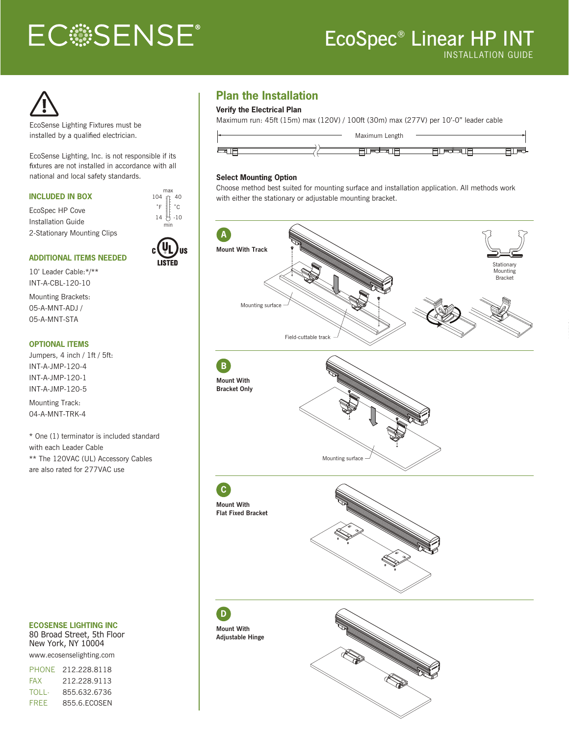# ECOSENSE®

# EcoSpec® Linear HP INT

INSTALLATION GUIDE

EcoSense Lighting Fixtures must be installed by a qualified electrician.

EcoSense Lighting, Inc. is not responsible if its fixtures are not installed in accordance with all national and local safety standards.

max 104 °F / 40 °C
min 14 °F / -10 °C

c UL us LISTED

### INCLUDED IN BOX

EcoSpec HP Cove
Installation Guide
2-Stationary Mounting Clips

### ADDITIONAL ITEMS NEEDED

10' Leader Cable:*/**
INT-A-CBL-120-10

Mounting Brackets:
05-A-MNT-ADJ /
05-A-MNT-STA

### OPTIONAL ITEMS

Jumpers, 4 inch / 1ft / 5ft:
INT-A-JMP-120-4
INT-A-JMP-120-1
INT-A-JMP-120-5

Mounting Track:
04-A-MNT-TRK-4

* One (1) terminator is included standard with each Leader Cable
** The 120VAC (UL) Accessory Cables are also rated for 277VAC use

## Plan the Installation

### Verify the Electrical Plan

Maximum run: 45ft (15m) max (120V) / 100ft (30m) max (277V) per 10'-0" leader cable

Maximum Length

### Select Mounting Option

Choose method best suited for mounting surface and installation application. All methods work with either the stationary or adjustable mounting bracket.

**A** **Mount With Track**

Mounting surface

Field-cuttable track

Stationary Mounting Bracket

**B** **Mount With Bracket Only**

Mounting surface

**C** **Mount With Flat Fixed Bracket**

**D** **Mount With Adjustable Hinge**

### ECOSENSE LIGHTING INC

80 Broad Street, 5th Floor
New York, NY 10004
www.ecosenselighting.com

| | |
|---|---|
| PHONE | 212.228.8118 |
| FAX | 212.228.9113 |
| TOLL-FREE | 855.632.6736 |
| | 855.6.ECOSEN |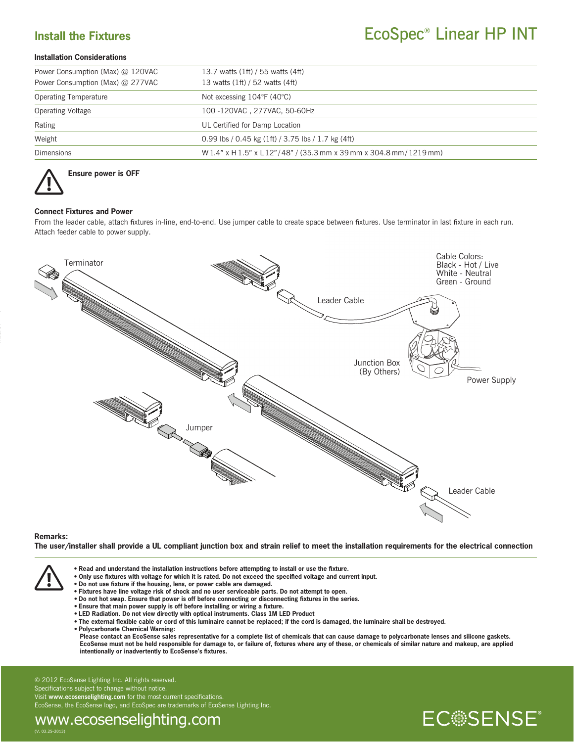## Install the Fixtures

# EcoSpec® Linear HP INT

### Installation Considerations

| | |
|---|---|
| Power Consumption (Max) @ 120VAC<br>Power Consumption (Max) @ 277VAC | 13.7 watts (1ft) / 55 watts (4ft)<br>13 watts (1ft) / 52 watts (4ft) |
| Operating Temperature | Not excessing 104°F (40°C) |
| Operating Voltage | 100 -120VAC , 277VAC, 50-60Hz |
| Rating | UL Certified for Damp Location |
| Weight | 0.99 lbs / 0.45 kg (1ft) / 3.75 lbs / 1.7 kg (4ft) |
| Dimensions | W 1.4" x H 1.5" x L 12"/48" / (35.3 mm x 39 mm x 304.8 mm/1219 mm) |

**Ensure power is OFF**

### Connect Fixtures and Power

From the leader cable, attach fixtures in-line, end-to-end. Use jumper cable to create space between fixtures. Use terminator in last fixture in each run. Attach feeder cable to power supply.

Terminator

Leader Cable

Cable Colors:
Black - Hot / Live
White - Neutral
Green - Ground

Junction Box
(By Others)

Power Supply

Jumper

Leader Cable

**Remarks:**
**The user/installer shall provide a UL compliant junction box and strain relief to meet the installation requirements for the electrical connection**

- **Read and understand the installation instructions before attempting to install or use the fixture.**
- **Only use fixtures with voltage for which it is rated. Do not exceed the specified voltage and current input.**
- **Do not use fixture if the housing, lens, or power cable are damaged.**
- **Fixtures have line voltage risk of shock and no user serviceable parts. Do not attempt to open.**
- **Do not hot swap. Ensure that power is off before connecting or disconnecting fixtures in the series.**
- **Ensure that main power supply is off before installing or wiring a fixture.**
- **LED Radiation. Do not view directly with optical instruments. Class 1M LED Product**
- **The external flexible cable or cord of this luminaire cannot be replaced; if the cord is damaged, the luminaire shall be destroyed.**
- **Polycarbonate Chemical Warning:**
  **Please contact an EcoSense sales representative for a complete list of chemicals that can cause damage to polycarbonate lenses and silicone gaskets. EcoSense must not be held responsible for damage to, or failure of, fixtures where any of these, or chemicals of similar nature and makeup, are applied intentionally or inadvertently to EcoSense's fixtures.**

© 2012 EcoSense Lighting Inc. All rights reserved.
Specifications subject to change without notice.
Visit **www.ecosenselighting.com** for the most current specifications.
EcoSense, the EcoSense logo, and EcoSpec are trademarks of EcoSense Lighting Inc.

www.ecosenselighting.com

(V. 03.25-2013)

ECOSENSE®